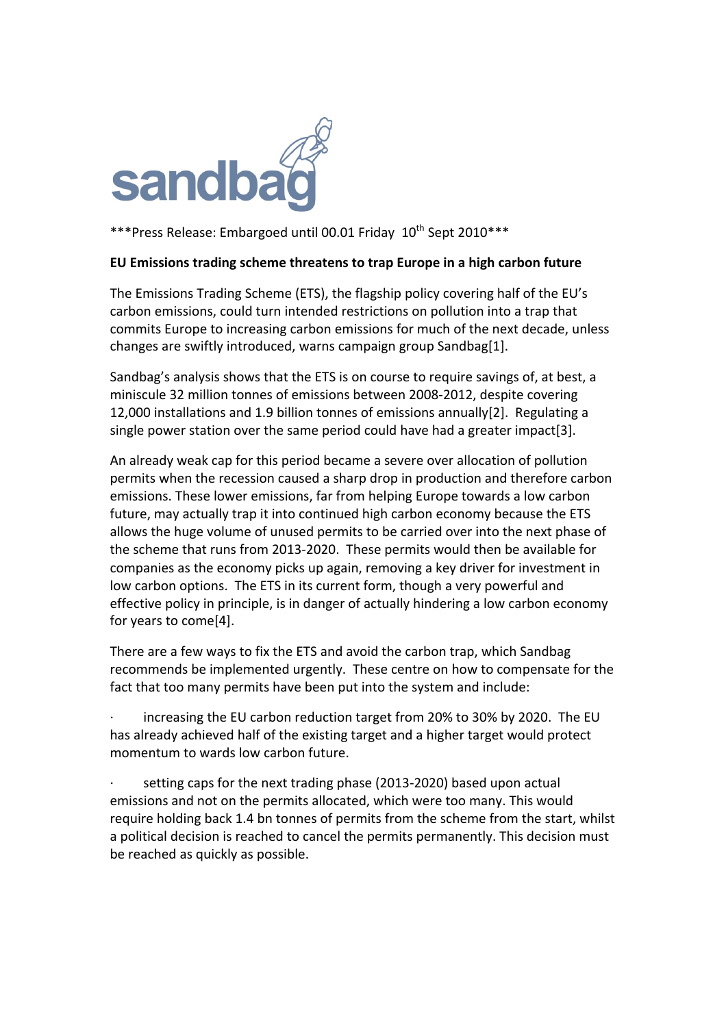sandbag

***Press Release: Embargoed until 00.01 Friday 10th Sept 2010***

**EU Emissions trading scheme threatens to trap Europe in a high carbon future**

The Emissions Trading Scheme (ETS), the flagship policy covering half of the EU's carbon emissions, could turn intended restrictions on pollution into a trap that commits Europe to increasing carbon emissions for much of the next decade, unless changes are swiftly introduced, warns campaign group Sandbag[1].

Sandbag's analysis shows that the ETS is on course to require savings of, at best, a miniscule 32 million tonnes of emissions between 2008-2012, despite covering 12,000 installations and 1.9 billion tonnes of emissions annually[2]. Regulating a single power station over the same period could have had a greater impact[3].

An already weak cap for this period became a severe over allocation of pollution permits when the recession caused a sharp drop in production and therefore carbon emissions. These lower emissions, far from helping Europe towards a low carbon future, may actually trap it into continued high carbon economy because the ETS allows the huge volume of unused permits to be carried over into the next phase of the scheme that runs from 2013-2020. These permits would then be available for companies as the economy picks up again, removing a key driver for investment in low carbon options. The ETS in its current form, though a very powerful and effective policy in principle, is in danger of actually hindering a low carbon economy for years to come[4].

There are a few ways to fix the ETS and avoid the carbon trap, which Sandbag recommends be implemented urgently. These centre on how to compensate for the fact that too many permits have been put into the system and include:

- increasing the EU carbon reduction target from 20% to 30% by 2020. The EU has already achieved half of the existing target and a higher target would protect momentum to wards low carbon future.
- setting caps for the next trading phase (2013-2020) based upon actual emissions and not on the permits allocated, which were too many. This would require holding back 1.4 bn tonnes of permits from the scheme from the start, whilst a political decision is reached to cancel the permits permanently. This decision must be reached as quickly as possible.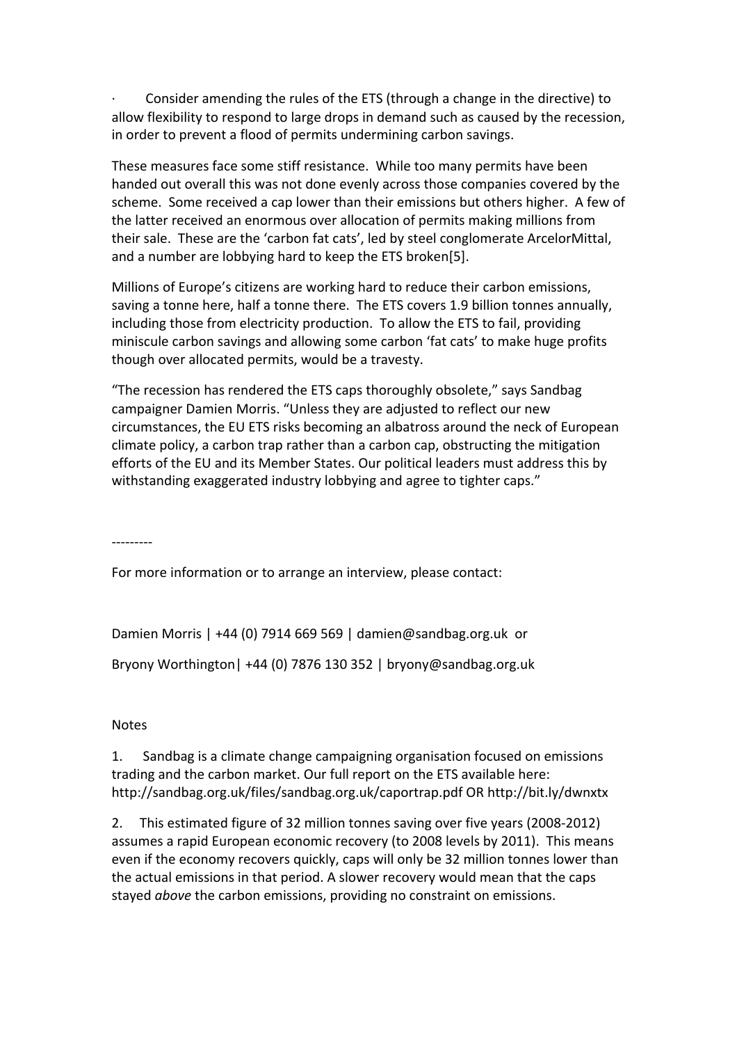- Consider amending the rules of the ETS (through a change in the directive) to allow flexibility to respond to large drops in demand such as caused by the recession, in order to prevent a flood of permits undermining carbon savings.

These measures face some stiff resistance. While too many permits have been handed out overall this was not done evenly across those companies covered by the scheme. Some received a cap lower than their emissions but others higher. A few of the latter received an enormous over allocation of permits making millions from their sale. These are the 'carbon fat cats', led by steel conglomerate ArcelorMittal, and a number are lobbying hard to keep the ETS broken[5].

Millions of Europe's citizens are working hard to reduce their carbon emissions, saving a tonne here, half a tonne there. The ETS covers 1.9 billion tonnes annually, including those from electricity production. To allow the ETS to fail, providing miniscule carbon savings and allowing some carbon 'fat cats' to make huge profits though over allocated permits, would be a travesty.

"The recession has rendered the ETS caps thoroughly obsolete," says Sandbag campaigner Damien Morris. "Unless they are adjusted to reflect our new circumstances, the EU ETS risks becoming an albatross around the neck of European climate policy, a carbon trap rather than a carbon cap, obstructing the mitigation efforts of the EU and its Member States. Our political leaders must address this by withstanding exaggerated industry lobbying and agree to tighter caps."

---------

For more information or to arrange an interview, please contact:

Damien Morris | +44 (0) 7914 669 569 | damien@sandbag.org.uk or

Bryony Worthington| +44 (0) 7876 130 352 | bryony@sandbag.org.uk

Notes

1. Sandbag is a climate change campaigning organisation focused on emissions trading and the carbon market. Our full report on the ETS available here: http://sandbag.org.uk/files/sandbag.org.uk/caportrap.pdf OR http://bit.ly/dwnxtx

2. This estimated figure of 32 million tonnes saving over five years (2008-2012) assumes a rapid European economic recovery (to 2008 levels by 2011). This means even if the economy recovers quickly, caps will only be 32 million tonnes lower than the actual emissions in that period. A slower recovery would mean that the caps stayed *above* the carbon emissions, providing no constraint on emissions.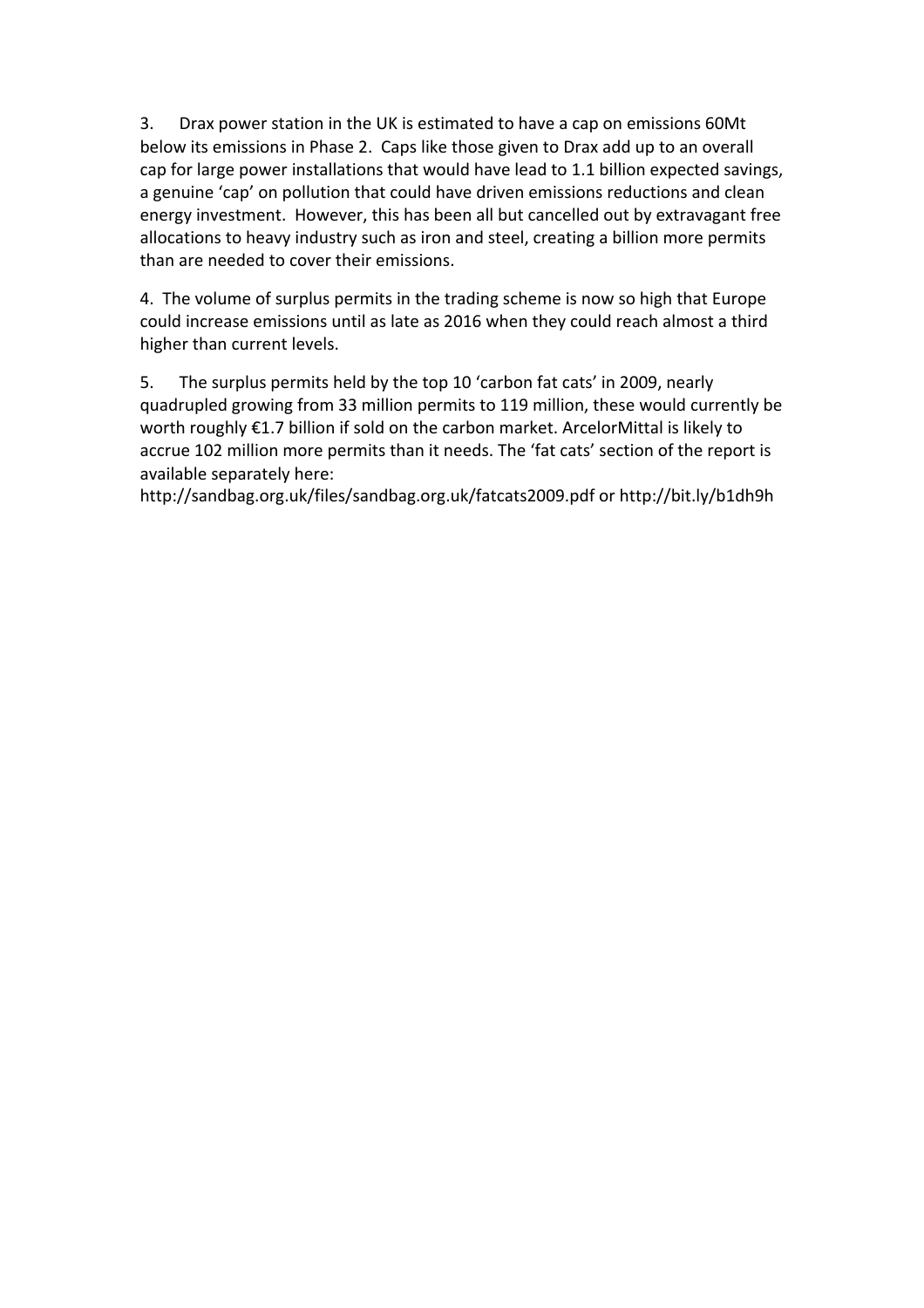3. Drax power station in the UK is estimated to have a cap on emissions 60Mt below its emissions in Phase 2. Caps like those given to Drax add up to an overall cap for large power installations that would have lead to 1.1 billion expected savings, a genuine 'cap' on pollution that could have driven emissions reductions and clean energy investment. However, this has been all but cancelled out by extravagant free allocations to heavy industry such as iron and steel, creating a billion more permits than are needed to cover their emissions.

4. The volume of surplus permits in the trading scheme is now so high that Europe could increase emissions until as late as 2016 when they could reach almost a third higher than current levels.

5. The surplus permits held by the top 10 'carbon fat cats' in 2009, nearly quadrupled growing from 33 million permits to 119 million, these would currently be worth roughly €1.7 billion if sold on the carbon market. ArcelorMittal is likely to accrue 102 million more permits than it needs. The 'fat cats' section of the report is available separately here:
http://sandbag.org.uk/files/sandbag.org.uk/fatcats2009.pdf or http://bit.ly/b1dh9h